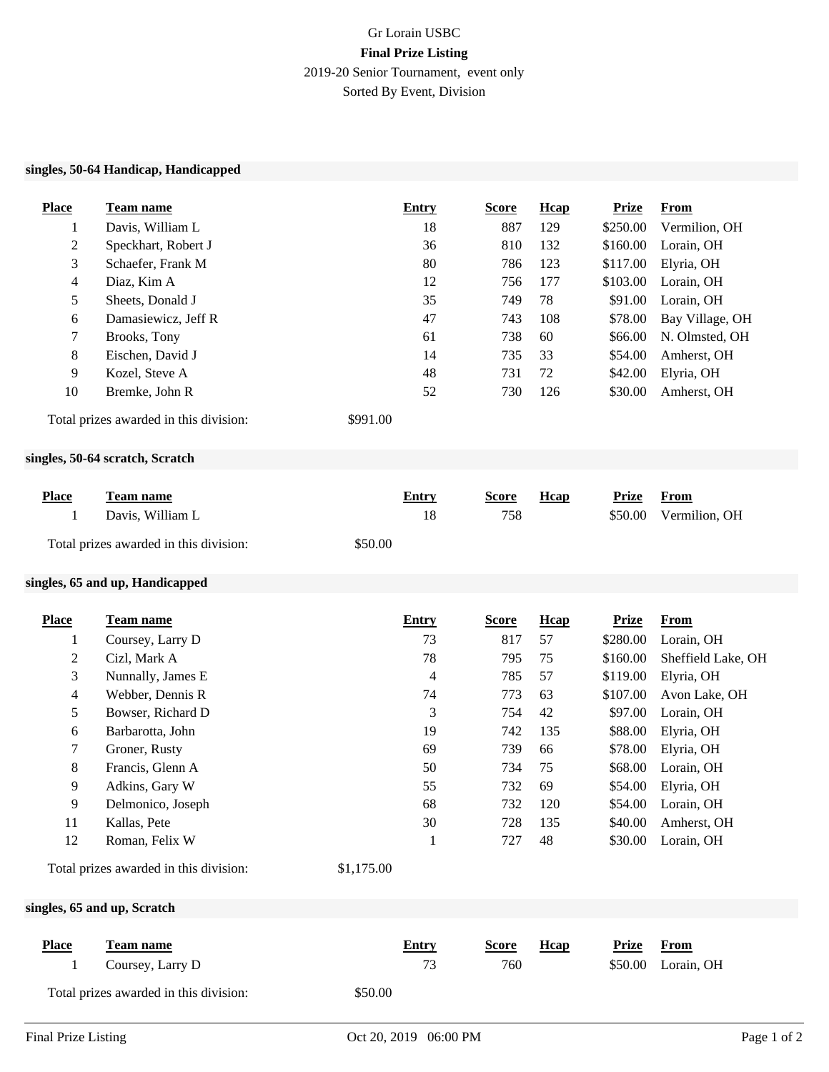# Gr Lorain USBC

**Final Prize Listing**

2019-20 Senior Tournament, event only

Sorted By Event, Division

### singles, 50-64 Handicap, Handicapped

| Place | Team name | Entry | Score | Hcap | Prize | From |
|---|---|---|---|---|---|---|
| 1 | Davis, William L | 18 | 887 | 129 | $250.00 | Vermilion, OH |
| 2 | Speckhart, Robert J | 36 | 810 | 132 | $160.00 | Lorain, OH |
| 3 | Schaefer, Frank M | 80 | 786 | 123 | $117.00 | Elyria, OH |
| 4 | Diaz, Kim A | 12 | 756 | 177 | $103.00 | Lorain, OH |
| 5 | Sheets, Donald J | 35 | 749 | 78 | $91.00 | Lorain, OH |
| 6 | Damasiewicz, Jeff R | 47 | 743 | 108 | $78.00 | Bay Village, OH |
| 7 | Brooks, Tony | 61 | 738 | 60 | $66.00 | N. Olmsted, OH |
| 8 | Eischen, David J | 14 | 735 | 33 | $54.00 | Amherst, OH |
| 9 | Kozel, Steve A | 48 | 731 | 72 | $42.00 | Elyria, OH |
| 10 | Bremke, John R | 52 | 730 | 126 | $30.00 | Amherst, OH |

Total prizes awarded in this division: $991.00

### singles, 50-64 scratch, Scratch

| Place | Team name | Entry | Score | Hcap | Prize | From |
|---|---|---|---|---|---|---|
| 1 | Davis, William L | 18 | 758 | | $50.00 | Vermilion, OH |

Total prizes awarded in this division: $50.00

### singles, 65 and up, Handicapped

| Place | Team name | Entry | Score | Hcap | Prize | From |
|---|---|---|---|---|---|---|
| 1 | Coursey, Larry D | 73 | 817 | 57 | $280.00 | Lorain, OH |
| 2 | Cizl, Mark A | 78 | 795 | 75 | $160.00 | Sheffield Lake, OH |
| 3 | Nunnally, James E | 4 | 785 | 57 | $119.00 | Elyria, OH |
| 4 | Webber, Dennis R | 74 | 773 | 63 | $107.00 | Avon Lake, OH |
| 5 | Bowser, Richard D | 3 | 754 | 42 | $97.00 | Lorain, OH |
| 6 | Barbarotta, John | 19 | 742 | 135 | $88.00 | Elyria, OH |
| 7 | Groner, Rusty | 69 | 739 | 66 | $78.00 | Elyria, OH |
| 8 | Francis, Glenn A | 50 | 734 | 75 | $68.00 | Lorain, OH |
| 9 | Adkins, Gary W | 55 | 732 | 69 | $54.00 | Elyria, OH |
| 9 | Delmonico, Joseph | 68 | 732 | 120 | $54.00 | Lorain, OH |
| 11 | Kallas, Pete | 30 | 728 | 135 | $40.00 | Amherst, OH |
| 12 | Roman, Felix W | 1 | 727 | 48 | $30.00 | Lorain, OH |

Total prizes awarded in this division: $1,175.00

### singles, 65 and up, Scratch

| Place | Team name | Entry | Score | Hcap | Prize | From |
|---|---|---|---|---|---|---|
| 1 | Coursey, Larry D | 73 | 760 | | $50.00 | Lorain, OH |

Total prizes awarded in this division: $50.00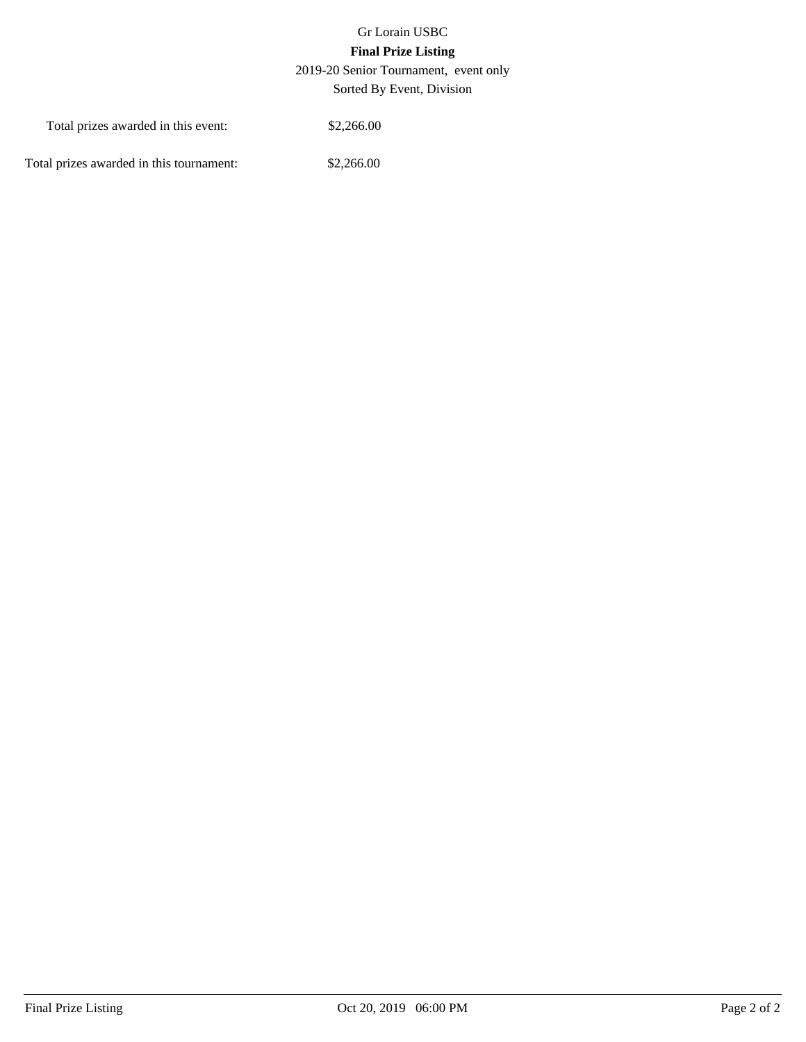Gr Lorain USBC

**Final Prize Listing**

2019-20 Senior Tournament, event only

Sorted By Event, Division

| | |
|---|---|
| Total prizes awarded in this event: | $2,266.00 |
| Total prizes awarded in this tournament: | $2,266.00 |